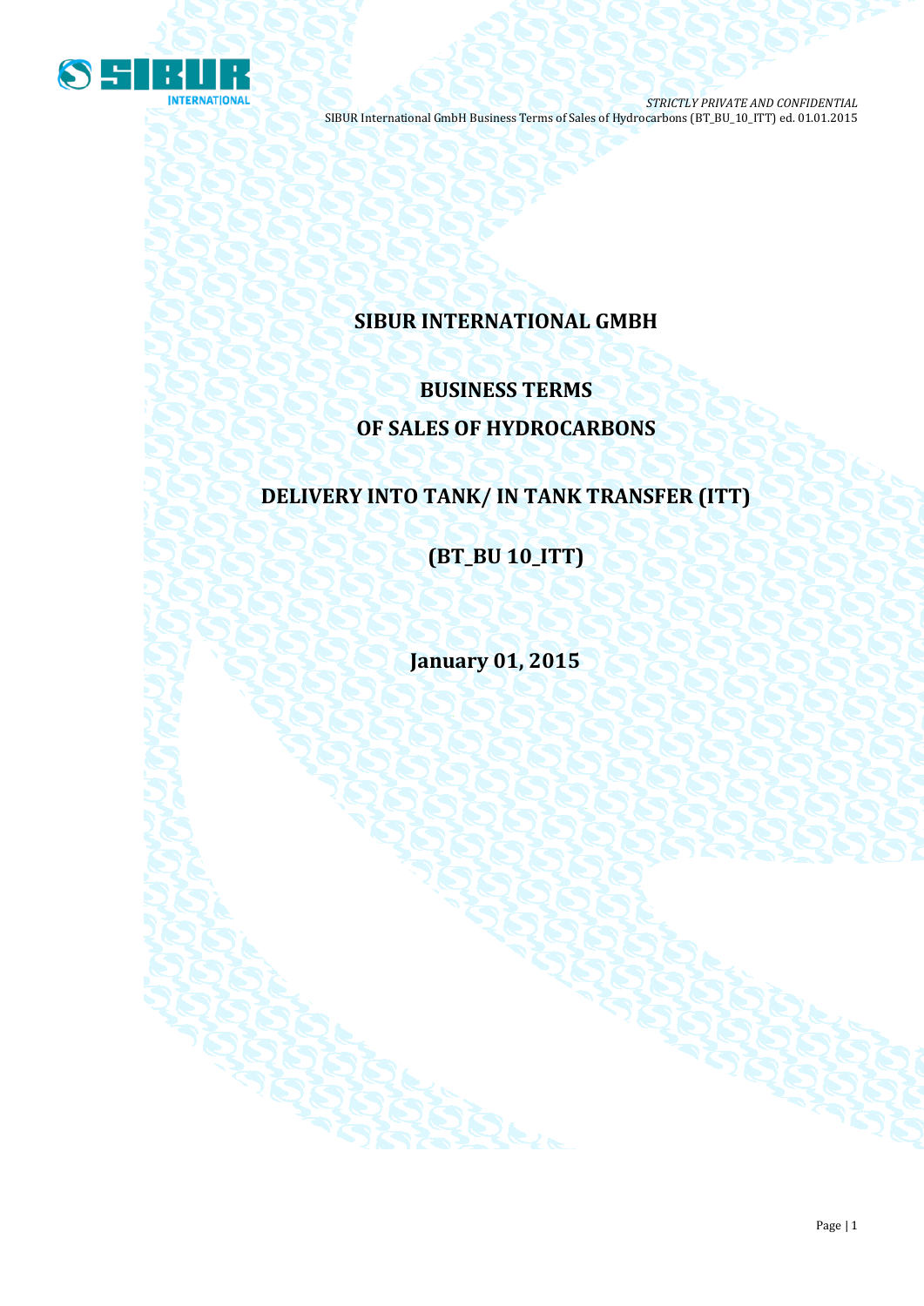# SIBUR INTERNATIONAL GMBH

## BUSINESS TERMS

## OF SALES OF HYDROCARBONS

## DELIVERY INTO TANK/ IN TANK TRANSFER (ITT)

## (BT_BU 10_ITT)

**January 01, 2015**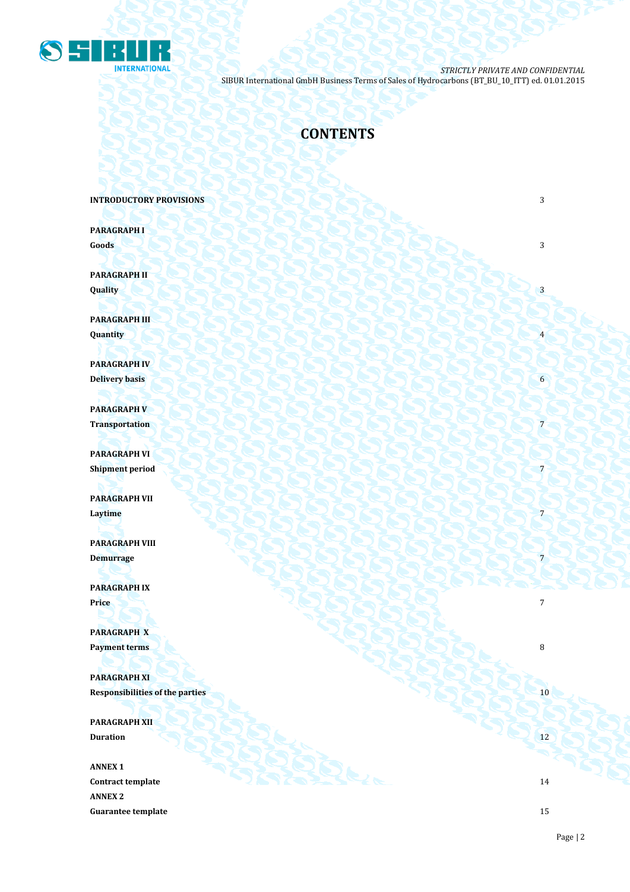# CONTENTS

| | |
|---|---|
| **INTRODUCTORY PROVISIONS** | 3 |
| **PARAGRAPH I**<br>**Goods** | 3 |
| **PARAGRAPH II**<br>**Quality** | 3 |
| **PARAGRAPH III**<br>**Quantity** | 4 |
| **PARAGRAPH IV**<br>**Delivery basis** | 6 |
| **PARAGRAPH V**<br>**Transportation** | 7 |
| **PARAGRAPH VI**<br>**Shipment period** | 7 |
| **PARAGRAPH VII**<br>**Laytime** | 7 |
| **PARAGRAPH VIII**<br>**Demurrage** | 7 |
| **PARAGRAPH IX**<br>**Price** | 7 |
| **PARAGRAPH X**<br>**Payment terms** | 8 |
| **PARAGRAPH XI**<br>**Responsibilities of the parties** | 10 |
| **PARAGRAPH XII**<br>**Duration** | 12 |
| **ANNEX 1**<br>**Contract template** | 14 |
| **ANNEX 2**<br>**Guarantee template** | 15 |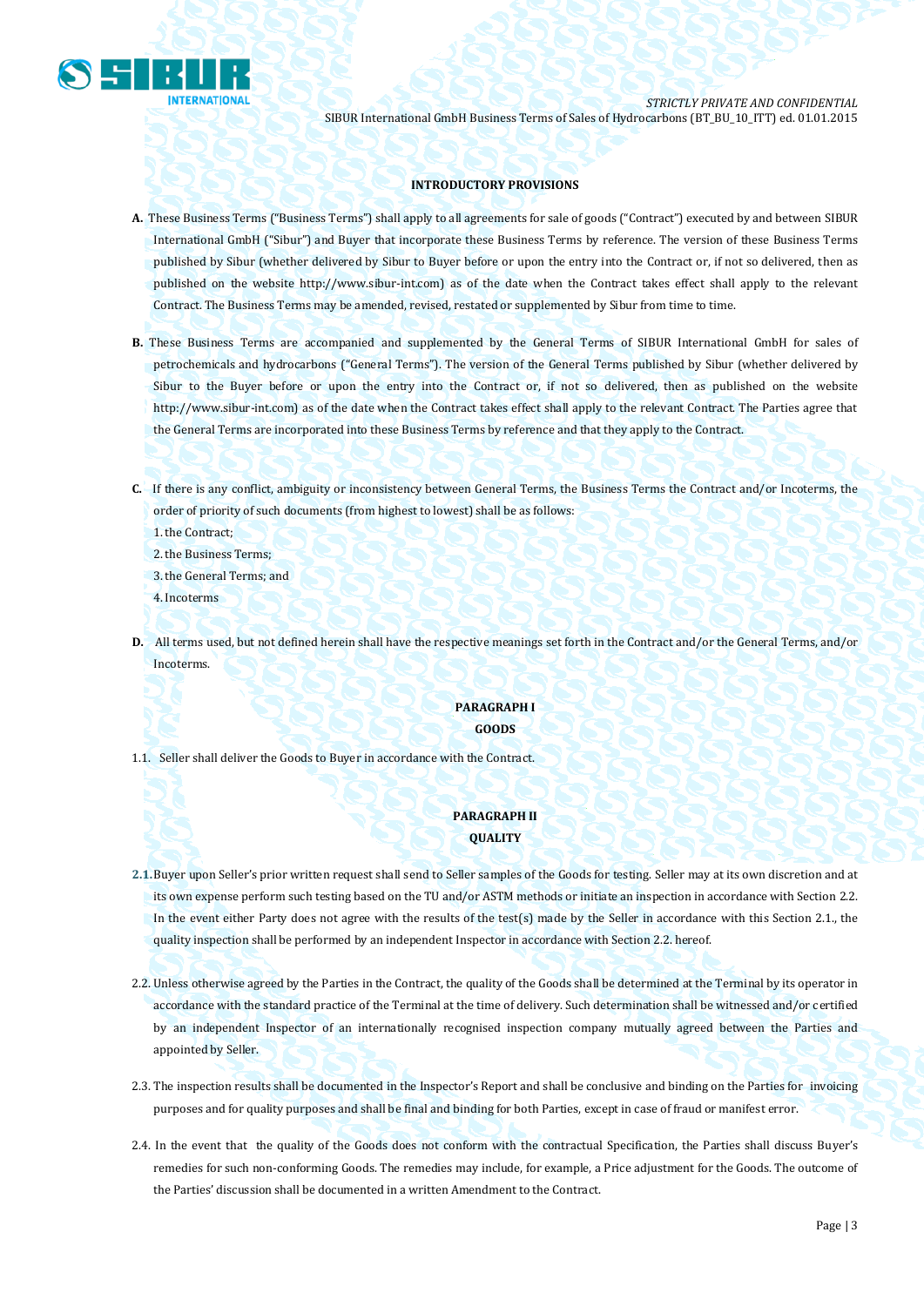### INTRODUCTORY PROVISIONS

**A.** These Business Terms ("Business Terms") shall apply to all agreements for sale of goods ("Contract") executed by and between SIBUR International GmbH ("Sibur") and Buyer that incorporate these Business Terms by reference. The version of these Business Terms published by Sibur (whether delivered by Sibur to Buyer before or upon the entry into the Contract or, if not so delivered, then as published on the website http://www.sibur-int.com) as of the date when the Contract takes effect shall apply to the relevant Contract. The Business Terms may be amended, revised, restated or supplemented by Sibur from time to time.

**B.** These Business Terms are accompanied and supplemented by the General Terms of SIBUR International GmbH for sales of petrochemicals and hydrocarbons ("General Terms"). The version of the General Terms published by Sibur (whether delivered by Sibur to the Buyer before or upon the entry into the Contract or, if not so delivered, then as published on the website http://www.sibur-int.com) as of the date when the Contract takes effect shall apply to the relevant Contract. The Parties agree that the General Terms are incorporated into these Business Terms by reference and that they apply to the Contract.

**C.** If there is any conflict, ambiguity or inconsistency between General Terms, the Business Terms the Contract and/or Incoterms, the order of priority of such documents (from highest to lowest) shall be as follows:

1. the Contract;
2. the Business Terms;
3. the General Terms; and
4. Incoterms

**D.** All terms used, but not defined herein shall have the respective meanings set forth in the Contract and/or the General Terms, and/or Incoterms.

### PARAGRAPH I
### GOODS

1.1. Seller shall deliver the Goods to Buyer in accordance with the Contract.

### PARAGRAPH II
### QUALITY

2.1. Buyer upon Seller's prior written request shall send to Seller samples of the Goods for testing. Seller may at its own discretion and at its own expense perform such testing based on the TU and/or ASTM methods or initiate an inspection in accordance with Section 2.2. In the event either Party does not agree with the results of the test(s) made by the Seller in accordance with this Section 2.1., the quality inspection shall be performed by an independent Inspector in accordance with Section 2.2. hereof.

2.2. Unless otherwise agreed by the Parties in the Contract, the quality of the Goods shall be determined at the Terminal by its operator in accordance with the standard practice of the Terminal at the time of delivery. Such determination shall be witnessed and/or certified by an independent Inspector of an internationally recognised inspection company mutually agreed between the Parties and appointed by Seller.

2.3. The inspection results shall be documented in the Inspector's Report and shall be conclusive and binding on the Parties for invoicing purposes and for quality purposes and shall be final and binding for both Parties, except in case of fraud or manifest error.

2.4. In the event that the quality of the Goods does not conform with the contractual Specification, the Parties shall discuss Buyer's remedies for such non-conforming Goods. The remedies may include, for example, a Price adjustment for the Goods. The outcome of the Parties' discussion shall be documented in a written Amendment to the Contract.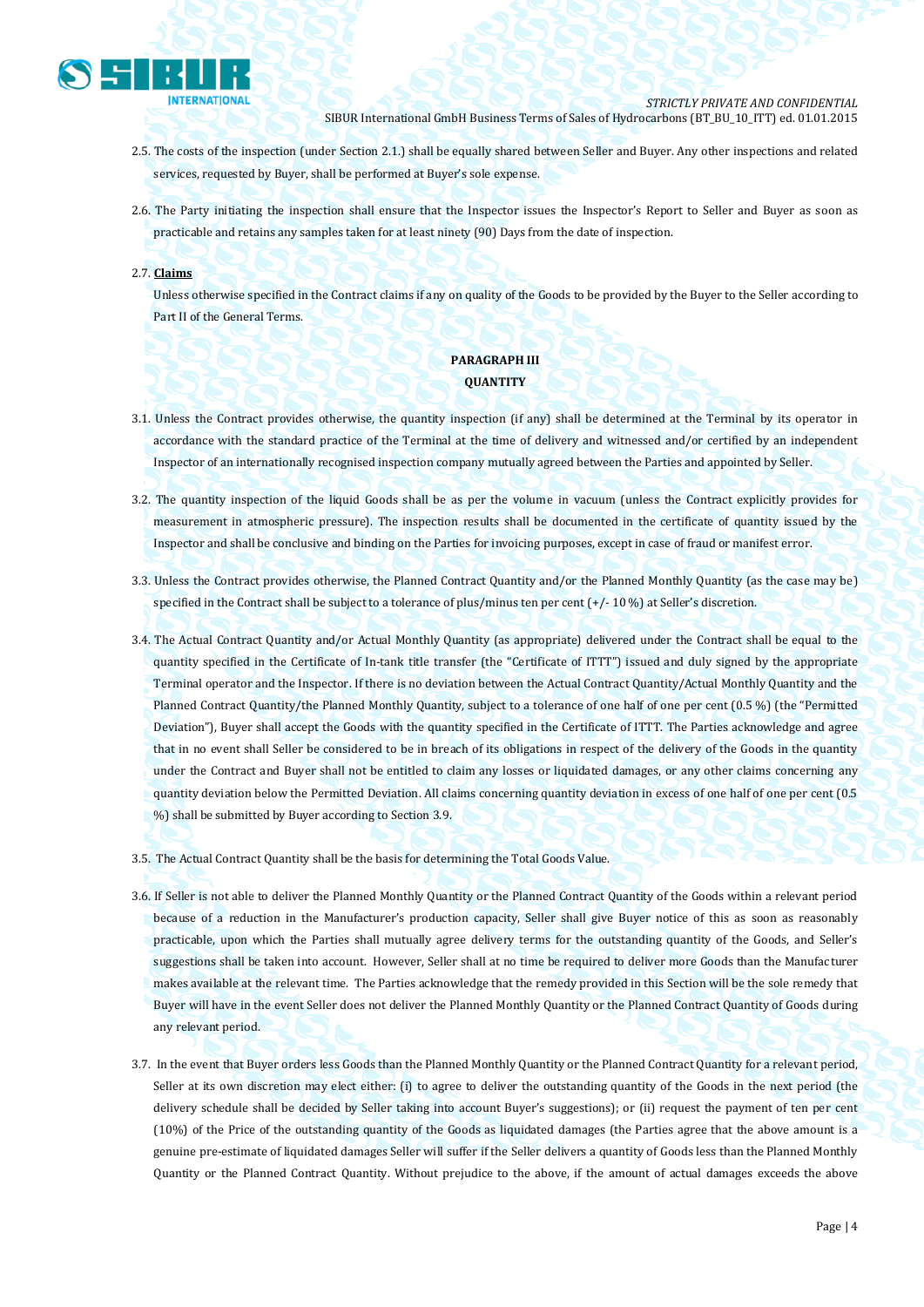2.5. The costs of the inspection (under Section 2.1.) shall be equally shared between Seller and Buyer. Any other inspections and related services, requested by Buyer, shall be performed at Buyer's sole expense.

2.6. The Party initiating the inspection shall ensure that the Inspector issues the Inspector's Report to Seller and Buyer as soon as practicable and retains any samples taken for at least ninety (90) Days from the date of inspection.

2.7. **Claims**

Unless otherwise specified in the Contract claims if any on quality of the Goods to be provided by the Buyer to the Seller according to Part II of the General Terms.

**PARAGRAPH III**

**QUANTITY**

3.1. Unless the Contract provides otherwise, the quantity inspection (if any) shall be determined at the Terminal by its operator in accordance with the standard practice of the Terminal at the time of delivery and witnessed and/or certified by an independent Inspector of an internationally recognised inspection company mutually agreed between the Parties and appointed by Seller.

3.2. The quantity inspection of the liquid Goods shall be as per the volume in vacuum (unless the Contract explicitly provides for measurement in atmospheric pressure). The inspection results shall be documented in the certificate of quantity issued by the Inspector and shall be conclusive and binding on the Parties for invoicing purposes, except in case of fraud or manifest error.

3.3. Unless the Contract provides otherwise, the Planned Contract Quantity and/or the Planned Monthly Quantity (as the case may be) specified in the Contract shall be subject to a tolerance of plus/minus ten per cent (+/- 10 %) at Seller's discretion.

3.4. The Actual Contract Quantity and/or Actual Monthly Quantity (as appropriate) delivered under the Contract shall be equal to the quantity specified in the Certificate of In-tank title transfer (the "Certificate of ITTT") issued and duly signed by the appropriate Terminal operator and the Inspector. If there is no deviation between the Actual Contract Quantity/Actual Monthly Quantity and the Planned Contract Quantity/the Planned Monthly Quantity, subject to a tolerance of one half of one per cent (0.5 %) (the "Permitted Deviation"), Buyer shall accept the Goods with the quantity specified in the Certificate of ITTT. The Parties acknowledge and agree that in no event shall Seller be considered to be in breach of its obligations in respect of the delivery of the Goods in the quantity under the Contract and Buyer shall not be entitled to claim any losses or liquidated damages, or any other claims concerning any quantity deviation below the Permitted Deviation. All claims concerning quantity deviation in excess of one half of one per cent (0.5 %) shall be submitted by Buyer according to Section 3.9.

3.5. The Actual Contract Quantity shall be the basis for determining the Total Goods Value.

3.6. If Seller is not able to deliver the Planned Monthly Quantity or the Planned Contract Quantity of the Goods within a relevant period because of a reduction in the Manufacturer's production capacity, Seller shall give Buyer notice of this as soon as reasonably practicable, upon which the Parties shall mutually agree delivery terms for the outstanding quantity of the Goods, and Seller's suggestions shall be taken into account. However, Seller shall at no time be required to deliver more Goods than the Manufacturer makes available at the relevant time. The Parties acknowledge that the remedy provided in this Section will be the sole remedy that Buyer will have in the event Seller does not deliver the Planned Monthly Quantity or the Planned Contract Quantity of Goods during any relevant period.

3.7. In the event that Buyer orders less Goods than the Planned Monthly Quantity or the Planned Contract Quantity for a relevant period, Seller at its own discretion may elect either: (i) to agree to deliver the outstanding quantity of the Goods in the next period (the delivery schedule shall be decided by Seller taking into account Buyer's suggestions); or (ii) request the payment of ten per cent (10%) of the Price of the outstanding quantity of the Goods as liquidated damages (the Parties agree that the above amount is a genuine pre-estimate of liquidated damages Seller will suffer if the Seller delivers a quantity of Goods less than the Planned Monthly Quantity or the Planned Contract Quantity. Without prejudice to the above, if the amount of actual damages exceeds the above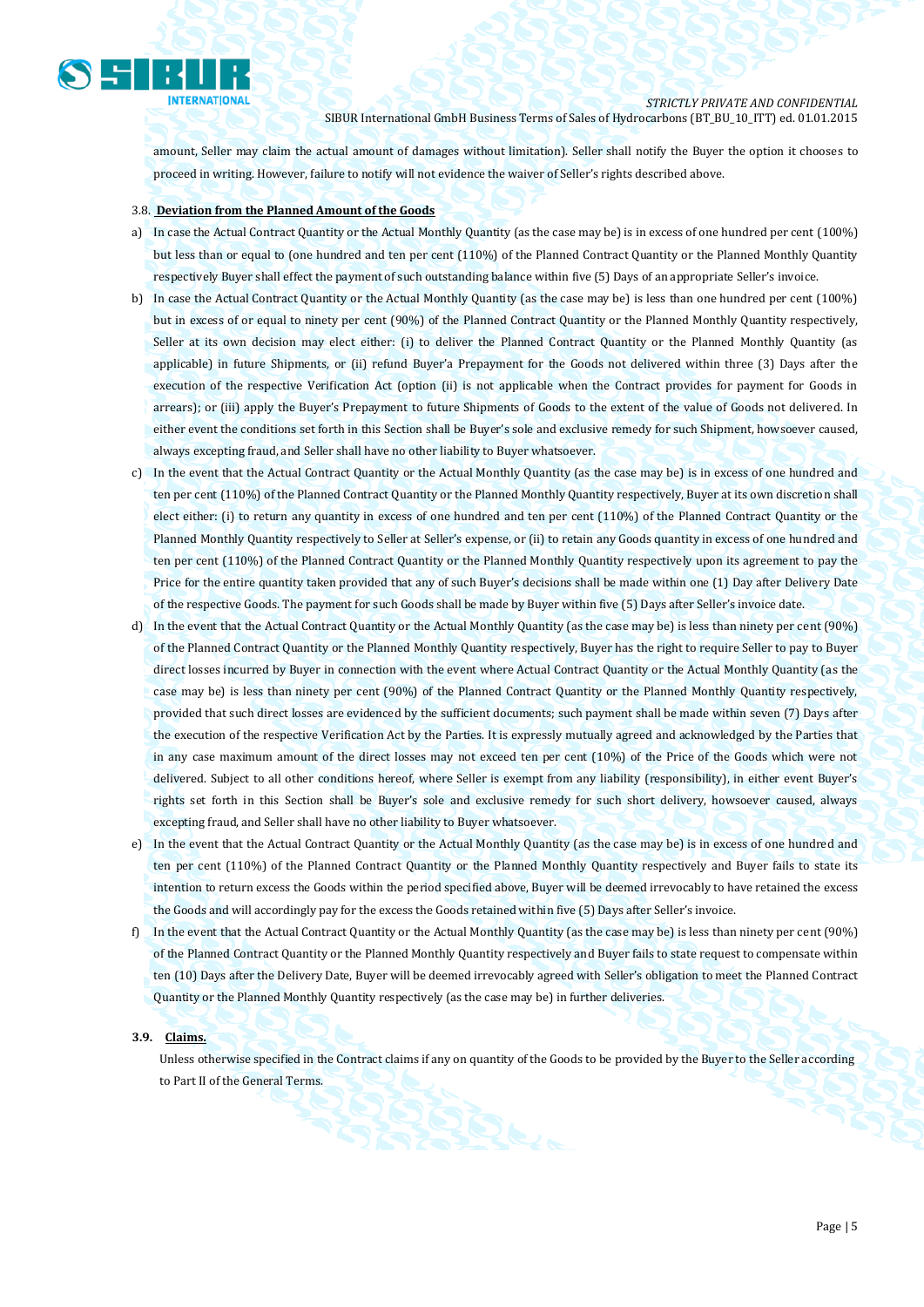amount, Seller may claim the actual amount of damages without limitation). Seller shall notify the Buyer the option it chooses to proceed in writing. However, failure to notify will not evidence the waiver of Seller's rights described above.

3.8. **Deviation from the Planned Amount of the Goods**

a) In case the Actual Contract Quantity or the Actual Monthly Quantity (as the case may be) is in excess of one hundred per cent (100%) but less than or equal to (one hundred and ten per cent (110%) of the Planned Contract Quantity or the Planned Monthly Quantity respectively Buyer shall effect the payment of such outstanding balance within five (5) Days of an appropriate Seller's invoice.

b) In case the Actual Contract Quantity or the Actual Monthly Quantity (as the case may be) is less than one hundred per cent (100%) but in excess of or equal to ninety per cent (90%) of the Planned Contract Quantity or the Planned Monthly Quantity respectively, Seller at its own decision may elect either: (i) to deliver the Planned Contract Quantity or the Planned Monthly Quantity (as applicable) in future Shipments, or (ii) refund Buyer'a Prepayment for the Goods not delivered within three (3) Days after the execution of the respective Verification Act (option (ii) is not applicable when the Contract provides for payment for Goods in arrears); or (iii) apply the Buyer's Prepayment to future Shipments of Goods to the extent of the value of Goods not delivered. In either event the conditions set forth in this Section shall be Buyer's sole and exclusive remedy for such Shipment, howsoever caused, always excepting fraud, and Seller shall have no other liability to Buyer whatsoever.

c) In the event that the Actual Contract Quantity or the Actual Monthly Quantity (as the case may be) is in excess of one hundred and ten per cent (110%) of the Planned Contract Quantity or the Planned Monthly Quantity respectively, Buyer at its own discretion shall elect either: (i) to return any quantity in excess of one hundred and ten per cent (110%) of the Planned Contract Quantity or the Planned Monthly Quantity respectively to Seller at Seller's expense, or (ii) to retain any Goods quantity in excess of one hundred and ten per cent (110%) of the Planned Contract Quantity or the Planned Monthly Quantity respectively upon its agreement to pay the Price for the entire quantity taken provided that any of such Buyer's decisions shall be made within one (1) Day after Delivery Date of the respective Goods. The payment for such Goods shall be made by Buyer within five (5) Days after Seller's invoice date.

d) In the event that the Actual Contract Quantity or the Actual Monthly Quantity (as the case may be) is less than ninety per cent (90%) of the Planned Contract Quantity or the Planned Monthly Quantity respectively, Buyer has the right to require Seller to pay to Buyer direct losses incurred by Buyer in connection with the event where Actual Contract Quantity or the Actual Monthly Quantity (as the case may be) is less than ninety per cent (90%) of the Planned Contract Quantity or the Planned Monthly Quantity respectively, provided that such direct losses are evidenced by the sufficient documents; such payment shall be made within seven (7) Days after the execution of the respective Verification Act by the Parties. It is expressly mutually agreed and acknowledged by the Parties that in any case maximum amount of the direct losses may not exceed ten per cent (10%) of the Price of the Goods which were not delivered. Subject to all other conditions hereof, where Seller is exempt from any liability (responsibility), in either event Buyer's rights set forth in this Section shall be Buyer's sole and exclusive remedy for such short delivery, howsoever caused, always excepting fraud, and Seller shall have no other liability to Buyer whatsoever.

e) In the event that the Actual Contract Quantity or the Actual Monthly Quantity (as the case may be) is in excess of one hundred and ten per cent (110%) of the Planned Contract Quantity or the Planned Monthly Quantity respectively and Buyer fails to state its intention to return excess the Goods within the period specified above, Buyer will be deemed irrevocably to have retained the excess the Goods and will accordingly pay for the excess the Goods retained within five (5) Days after Seller's invoice.

f) In the event that the Actual Contract Quantity or the Actual Monthly Quantity (as the case may be) is less than ninety per cent (90%) of the Planned Contract Quantity or the Planned Monthly Quantity respectively and Buyer fails to state request to compensate within ten (10) Days after the Delivery Date, Buyer will be deemed irrevocably agreed with Seller's obligation to meet the Planned Contract Quantity or the Planned Monthly Quantity respectively (as the case may be) in further deliveries.

3.9. **Claims.**

Unless otherwise specified in the Contract claims if any on quantity of the Goods to be provided by the Buyer to the Seller according to Part II of the General Terms.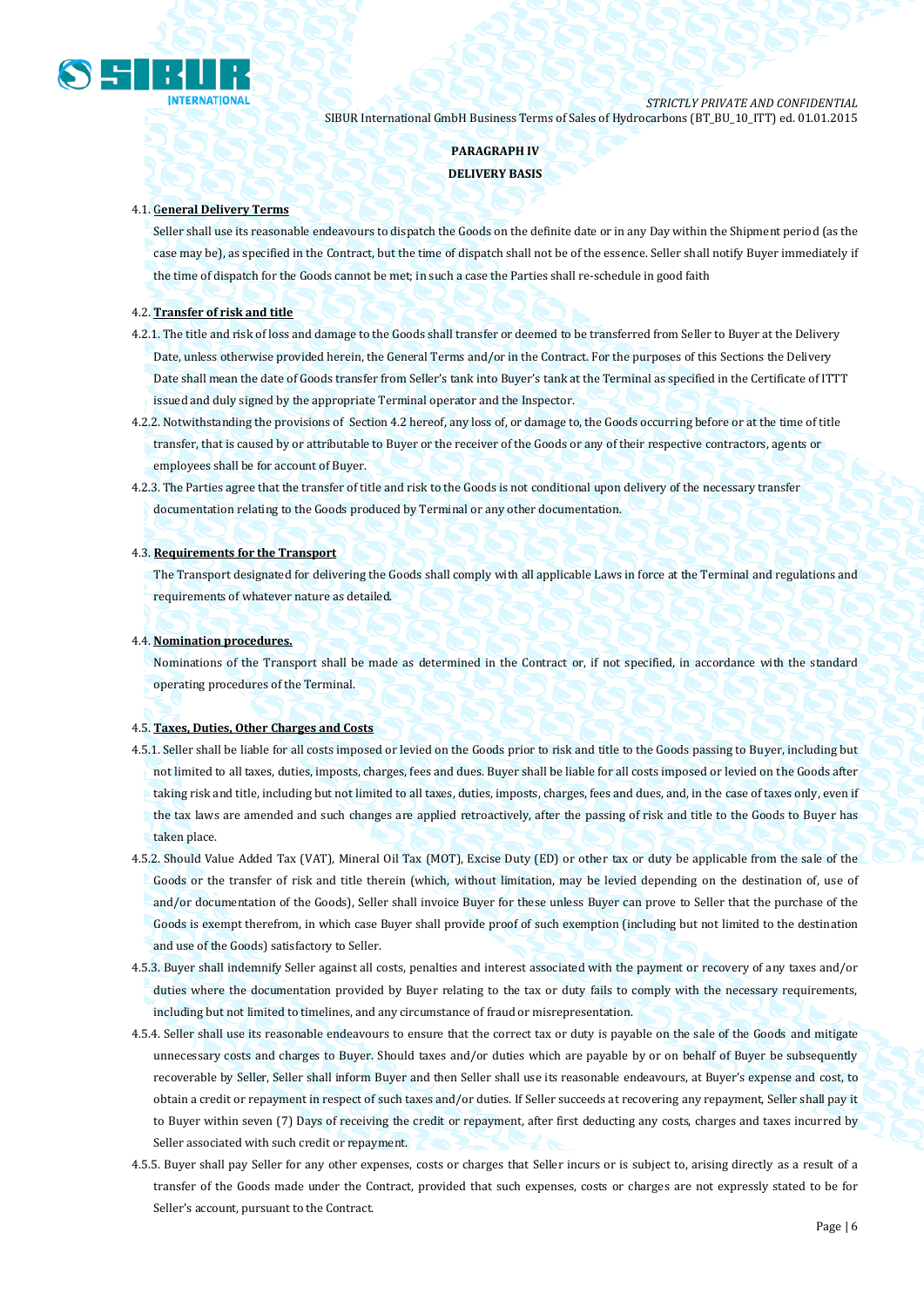## PARAGRAPH IV

## DELIVERY BASIS

4.1. **General Delivery Terms**

Seller shall use its reasonable endeavours to dispatch the Goods on the definite date or in any Day within the Shipment period (as the case may be), as specified in the Contract, but the time of dispatch shall not be of the essence. Seller shall notify Buyer immediately if the time of dispatch for the Goods cannot be met; in such a case the Parties shall re-schedule in good faith

4.2. **Transfer of risk and title**

4.2.1. The title and risk of loss and damage to the Goods shall transfer or deemed to be transferred from Seller to Buyer at the Delivery Date, unless otherwise provided herein, the General Terms and/or in the Contract. For the purposes of this Sections the Delivery Date shall mean the date of Goods transfer from Seller's tank into Buyer's tank at the Terminal as specified in the Certificate of ITTT issued and duly signed by the appropriate Terminal operator and the Inspector.

4.2.2. Notwithstanding the provisions of Section 4.2 hereof, any loss of, or damage to, the Goods occurring before or at the time of title transfer, that is caused by or attributable to Buyer or the receiver of the Goods or any of their respective contractors, agents or employees shall be for account of Buyer.

4.2.3. The Parties agree that the transfer of title and risk to the Goods is not conditional upon delivery of the necessary transfer documentation relating to the Goods produced by Terminal or any other documentation.

4.3. **Requirements for the Transport**

The Transport designated for delivering the Goods shall comply with all applicable Laws in force at the Terminal and regulations and requirements of whatever nature as detailed.

4.4. **Nomination procedures.**

Nominations of the Transport shall be made as determined in the Contract or, if not specified, in accordance with the standard operating procedures of the Terminal.

4.5. **Taxes, Duties, Other Charges and Costs**

4.5.1. Seller shall be liable for all costs imposed or levied on the Goods prior to risk and title to the Goods passing to Buyer, including but not limited to all taxes, duties, imposts, charges, fees and dues. Buyer shall be liable for all costs imposed or levied on the Goods after taking risk and title, including but not limited to all taxes, duties, imposts, charges, fees and dues, and, in the case of taxes only, even if the tax laws are amended and such changes are applied retroactively, after the passing of risk and title to the Goods to Buyer has taken place.

4.5.2. Should Value Added Tax (VAT), Mineral Oil Tax (MOT), Excise Duty (ED) or other tax or duty be applicable from the sale of the Goods or the transfer of risk and title therein (which, without limitation, may be levied depending on the destination of, use of and/or documentation of the Goods), Seller shall invoice Buyer for these unless Buyer can prove to Seller that the purchase of the Goods is exempt therefrom, in which case Buyer shall provide proof of such exemption (including but not limited to the destination and use of the Goods) satisfactory to Seller.

4.5.3. Buyer shall indemnify Seller against all costs, penalties and interest associated with the payment or recovery of any taxes and/or duties where the documentation provided by Buyer relating to the tax or duty fails to comply with the necessary requirements, including but not limited to timelines, and any circumstance of fraud or misrepresentation.

4.5.4. Seller shall use its reasonable endeavours to ensure that the correct tax or duty is payable on the sale of the Goods and mitigate unnecessary costs and charges to Buyer. Should taxes and/or duties which are payable by or on behalf of Buyer be subsequently recoverable by Seller, Seller shall inform Buyer and then Seller shall use its reasonable endeavours, at Buyer's expense and cost, to obtain a credit or repayment in respect of such taxes and/or duties. If Seller succeeds at recovering any repayment, Seller shall pay it to Buyer within seven (7) Days of receiving the credit or repayment, after first deducting any costs, charges and taxes incurred by Seller associated with such credit or repayment.

4.5.5. Buyer shall pay Seller for any other expenses, costs or charges that Seller incurs or is subject to, arising directly as a result of a transfer of the Goods made under the Contract, provided that such expenses, costs or charges are not expressly stated to be for Seller's account, pursuant to the Contract.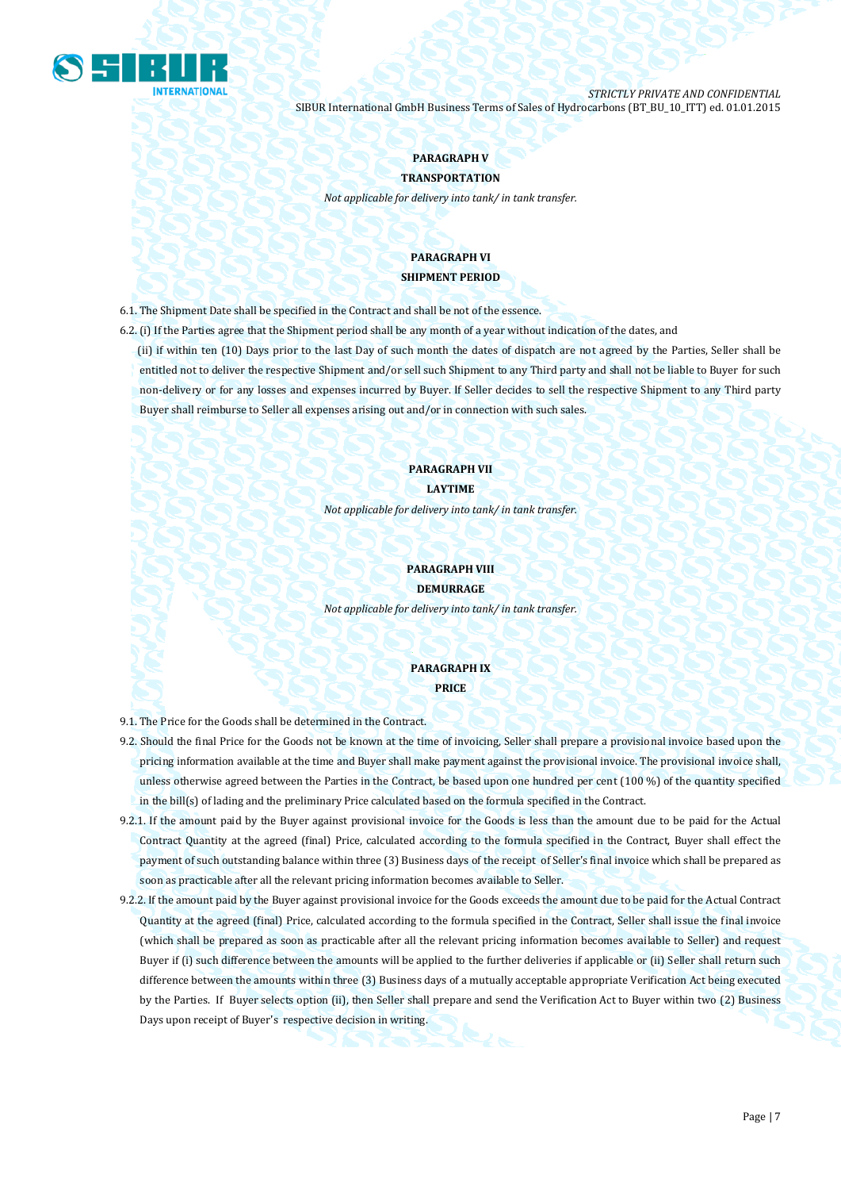## PARAGRAPH V
## TRANSPORTATION

*Not applicable for delivery into tank/ in tank transfer.*

## PARAGRAPH VI
## SHIPMENT PERIOD

6.1. The Shipment Date shall be specified in the Contract and shall be not of the essence.

6.2. (i) If the Parties agree that the Shipment period shall be any month of a year without indication of the dates, and

(ii) if within ten (10) Days prior to the last Day of such month the dates of dispatch are not agreed by the Parties, Seller shall be entitled not to deliver the respective Shipment and/or sell such Shipment to any Third party and shall not be liable to Buyer for such non-delivery or for any losses and expenses incurred by Buyer. If Seller decides to sell the respective Shipment to any Third party Buyer shall reimburse to Seller all expenses arising out and/or in connection with such sales.

## PARAGRAPH VII
## LAYTIME

*Not applicable for delivery into tank/ in tank transfer.*

## PARAGRAPH VIII
## DEMURRAGE

*Not applicable for delivery into tank/ in tank transfer.*

## PARAGRAPH IX
## PRICE

9.1. The Price for the Goods shall be determined in the Contract.

9.2. Should the final Price for the Goods not be known at the time of invoicing, Seller shall prepare a provisional invoice based upon the pricing information available at the time and Buyer shall make payment against the provisional invoice. The provisional invoice shall, unless otherwise agreed between the Parties in the Contract, be based upon one hundred per cent (100 %) of the quantity specified in the bill(s) of lading and the preliminary Price calculated based on the formula specified in the Contract.

9.2.1. If the amount paid by the Buyer against provisional invoice for the Goods is less than the amount due to be paid for the Actual Contract Quantity at the agreed (final) Price, calculated according to the formula specified in the Contract, Buyer shall effect the payment of such outstanding balance within three (3) Business days of the receipt of Seller's final invoice which shall be prepared as soon as practicable after all the relevant pricing information becomes available to Seller.

9.2.2. If the amount paid by the Buyer against provisional invoice for the Goods exceeds the amount due to be paid for the Actual Contract Quantity at the agreed (final) Price, calculated according to the formula specified in the Contract, Seller shall issue the final invoice (which shall be prepared as soon as practicable after all the relevant pricing information becomes available to Seller) and request Buyer if (i) such difference between the amounts will be applied to the further deliveries if applicable or (ii) Seller shall return such difference between the amounts within three (3) Business days of a mutually acceptable appropriate Verification Act being executed by the Parties. If Buyer selects option (ii), then Seller shall prepare and send the Verification Act to Buyer within two (2) Business Days upon receipt of Buyer's respective decision in writing.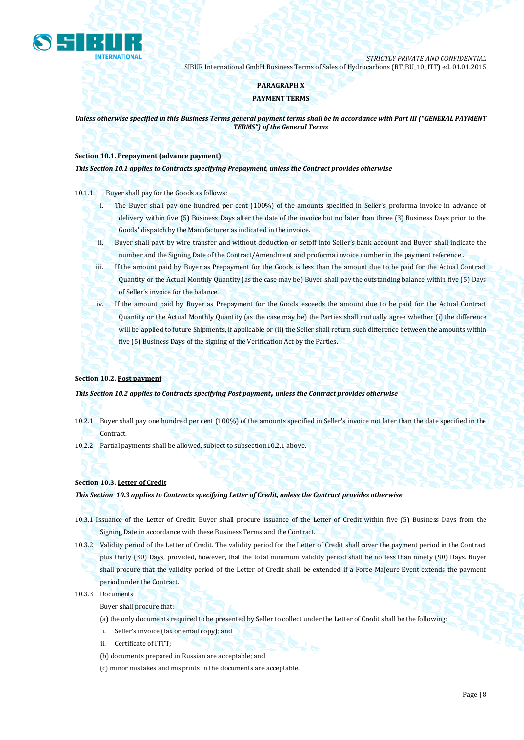## PARAGRAPH X

## PAYMENT TERMS

***Unless otherwise specified in this Business Terms general payment terms shall be in accordance with Part III ("GENERAL PAYMENT TERMS") of the General Terms***

**Section 10.1. Prepayment (advance payment)**

***This Section 10.1 applies to Contracts specifying Prepayment, unless the Contract provides otherwise***

10.1.1. Buyer shall pay for the Goods as follows:

i. The Buyer shall pay one hundred per cent (100%) of the amounts specified in Seller's proforma invoice in advance of delivery within five (5) Business Days after the date of the invoice but no later than three (3) Business Days prior to the Goods' dispatch by the Manufacturer as indicated in the invoice.

ii. Buyer shall payt by wire transfer and without deduction or setoff into Seller's bank account and Buyer shall indicate the number and the Signing Date of the Contract/Amendment and proforma invoice number in the payment reference .

iii. If the amount paid by Buyer as Prepayment for the Goods is less than the amount due to be paid for the Actual Contract Quantity or the Actual Monthly Quantity (as the case may be) Buyer shall pay the outstanding balance within five (5) Days of Seller's invoice for the balance.

iv. If the amount paid by Buyer as Prepayment for the Goods exceeds the amount due to be paid for the Actual Contract Quantity or the Actual Monthly Quantity (as the case may be) the Parties shall mutually agree whether (i) the difference will be applied to future Shipments, if applicable or (ii) the Seller shall return such difference between the amounts within five (5) Business Days of the signing of the Verification Act by the Parties.

**Section 10.2. Post payment**

***This Section 10.2 applies to Contracts specifying Post payment, unless the Contract provides otherwise***

10.2.1 Buyer shall pay one hundred per cent (100%) of the amounts specified in Seller's invoice not later than the date specified in the Contract.

10.2.2 Partial payments shall be allowed, subject to subsection10.2.1 above.

**Section 10.3. Letter of Credit**

***This Section 10.3 applies to Contracts specifying Letter of Credit, unless the Contract provides otherwise***

10.3.1 Issuance of the Letter of Credit. Buyer shall procure issuance of the Letter of Credit within five (5) Business Days from the Signing Date in accordance with these Business Terms and the Contract.

10.3.2 Validity period of the Letter of Credit. The validity period for the Letter of Credit shall cover the payment period in the Contract plus thirty (30) Days, provided, however, that the total minimum validity period shall be no less than ninety (90) Days. Buyer shall procure that the validity period of the Letter of Credit shall be extended if a Force Majeure Event extends the payment period under the Contract.

10.3.3 Documents

Buyer shall procure that:

(a) the only documents required to be presented by Seller to collect under the Letter of Credit shall be the following:

i. Seller's invoice (fax or email copy); and

ii. Certificate of ITTT;

(b) documents prepared in Russian are acceptable; and

(c) minor mistakes and misprints in the documents are acceptable.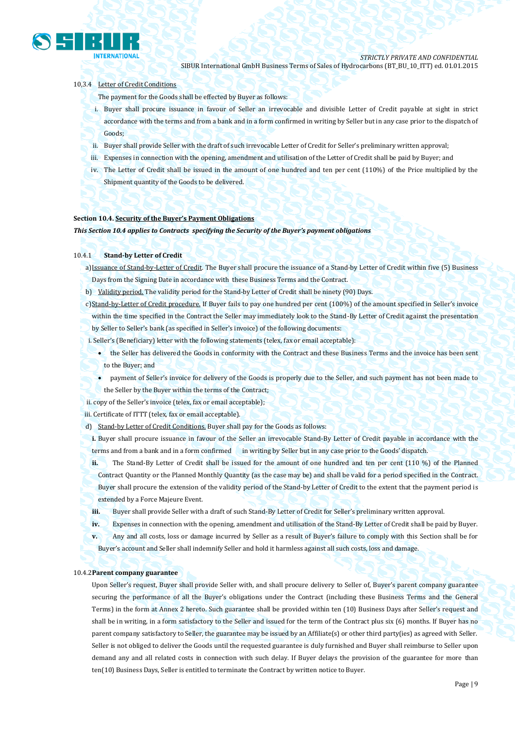10,3.4 Letter of Credit Conditions

The payment for the Goods shall be effected by Buyer as follows:

i. Buyer shall procure issuance in favour of Seller an irrevocable and divisible Letter of Credit payable at sight in strict accordance with the terms and from a bank and in a form confirmed in writing by Seller but in any case prior to the dispatch of Goods;

ii. Buyer shall provide Seller with the draft of such irrevocable Letter of Credit for Seller's preliminary written approval;

iii. Expenses in connection with the opening, amendment and utilisation of the Letter of Credit shall be paid by Buyer; and

iv. The Letter of Credit shall be issued in the amount of one hundred and ten per cent (110%) of the Price multiplied by the Shipment quantity of the Goods to be delivered.

**Section 10.4. Security of the Buyer's Payment Obligations**

***This Section 10.4 applies to Contracts specifying the Security of the Buyer's payment obligations***

10.4.1 **Stand-by Letter of Credit**

a) Issuance of Stand-by-Letter of Credit. The Buyer shall procure the issuance of a Stand-by Letter of Credit within five (5) Business Days from the Signing Date in accordance with these Business Terms and the Contract.

b) Validity period. The validity period for the Stand-by Letter of Credit shall be ninety (90) Days.

c) Stand-by-Letter of Credit procedure. If Buyer fails to pay one hundred per cent (100%) of the amount specified in Seller's invoice within the time specified in the Contract the Seller may immediately look to the Stand-By Letter of Credit against the presentation by Seller to Seller's bank (as specified in Seller's invoice) of the following documents:

i. Seller's (Beneficiary) letter with the following statements (telex, fax or email acceptable):

- the Seller has delivered the Goods in conformity with the Contract and these Business Terms and the invoice has been sent to the Buyer; and
- payment of Seller's invoice for delivery of the Goods is properly due to the Seller, and such payment has not been made to the Seller by the Buyer within the terms of the Contract;

ii. copy of the Seller's invoice (telex, fax or email acceptable);

iii. Certificate of ITTT (telex, fax or email acceptable).

d) Stand-by Letter of Credit Conditions. Buyer shall pay for the Goods as follows:

**i.** Buyer shall procure issuance in favour of the Seller an irrevocable Stand-By Letter of Credit payable in accordance with the terms and from a bank and in a form confirmed in writing by Seller but in any case prior to the Goods' dispatch.

**ii.** The Stand-By Letter of Credit shall be issued for the amount of one hundred and ten per cent (110 %) of the Planned Contract Quantity or the Planned Monthly Quantity (as the case may be) and shall be valid for a period specified in the Contract. Buyer shall procure the extension of the validity period of the Stand-by Letter of Credit to the extent that the payment period is extended by a Force Majeure Event.

**iii.** Buyer shall provide Seller with a draft of such Stand-By Letter of Credit for Seller's preliminary written approval.

**iv.** Expenses in connection with the opening, amendment and utilisation of the Stand-By Letter of Credit shall be paid by Buyer.

**v.** Any and all costs, loss or damage incurred by Seller as a result of Buyer's failure to comply with this Section shall be for Buyer's account and Seller shall indemnify Seller and hold it harmless against all such costs, loss and damage.

10.4.2 **Parent company guarantee**

Upon Seller's request, Buyer shall provide Seller with, and shall procure delivery to Seller of, Buyer's parent company guarantee securing the performance of all the Buyer's obligations under the Contract (including these Business Terms and the General Terms) in the form at Annex 2 hereto. Such guarantee shall be provided within ten (10) Business Days after Seller's request and shall be in writing, in a form satisfactory to the Seller and issued for the term of the Contract plus six (6) months. If Buyer has no parent company satisfactory to Seller, the guarantee may be issued by an Affiliate(s) or other third party(ies) as agreed with Seller. Seller is not obliged to deliver the Goods until the requested guarantee is duly furnished and Buyer shall reimburse to Seller upon demand any and all related costs in connection with such delay. If Buyer delays the provision of the guarantee for more than ten(10) Business Days, Seller is entitled to terminate the Contract by written notice to Buyer.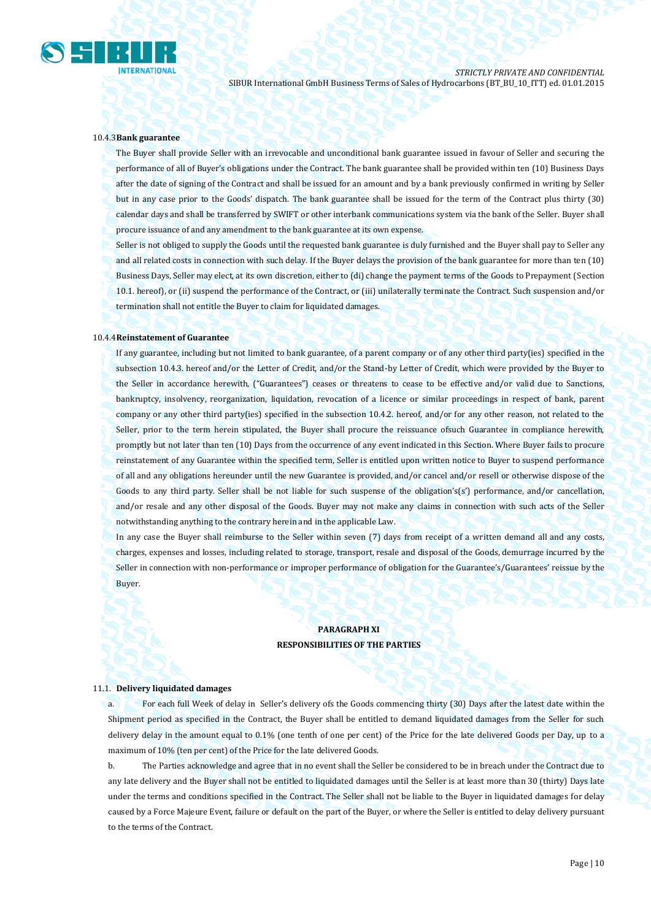10.4.3 **Bank guarantee**

The Buyer shall provide Seller with an irrevocable and unconditional bank guarantee issued in favour of Seller and securing the performance of all of Buyer's obligations under the Contract. The bank guarantee shall be provided within ten (10) Business Days after the date of signing of the Contract and shall be issued for an amount and by a bank previously confirmed in writing by Seller but in any case prior to the Goods' dispatch. The bank guarantee shall be issued for the term of the Contract plus thirty (30) calendar days and shall be transferred by SWIFT or other interbank communications system via the bank of the Seller. Buyer shall procure issuance of and any amendment to the bank guarantee at its own expense.

Seller is not obliged to supply the Goods until the requested bank guarantee is duly furnished and the Buyer shall pay to Seller any and all related costs in connection with such delay. If the Buyer delays the provision of the bank guarantee for more than ten (10) Business Days, Seller may elect, at its own discretion, either to (di) change the payment terms of the Goods to Prepayment (Section 10.1. hereof), or (ii) suspend the performance of the Contract, or (iii) unilaterally terminate the Contract. Such suspension and/or termination shall not entitle the Buyer to claim for liquidated damages.

10.4.4 **Reinstatement of Guarantee**

If any guarantee, including but not limited to bank guarantee, of a parent company or of any other third party(ies) specified in the subsection 10.4.3. hereof and/or the Letter of Credit, and/or the Stand-by Letter of Credit, which were provided by the Buyer to the Seller in accordance herewith, ("Guarantees") ceases or threatens to cease to be effective and/or valid due to Sanctions, bankruptcy, insolvency, reorganization, liquidation, revocation of a licence or similar proceedings in respect of bank, parent company or any other third party(ies) specified in the subsection 10.4.2. hereof, and/or for any other reason, not related to the Seller, prior to the term herein stipulated, the Buyer shall procure the reissuance ofsuch Guarantee in compliance herewith, promptly but not later than ten (10) Days from the occurrence of any event indicated in this Section. Where Buyer fails to procure reinstatement of any Guarantee within the specified term, Seller is entitled upon written notice to Buyer to suspend performance of all and any obligations hereunder until the new Guarantee is provided, and/or cancel and/or resell or otherwise dispose of the Goods to any third party. Seller shall be not liable for such suspense of the obligation's(s') performance, and/or cancellation, and/or resale and any other disposal of the Goods. Buyer may not make any claims in connection with such acts of the Seller notwithstanding anything to the contrary herein and in the applicable Law.

In any case the Buyer shall reimburse to the Seller within seven (7) days from receipt of a written demand all and any costs, charges, expenses and losses, including related to storage, transport, resale and disposal of the Goods, demurrage incurred by the Seller in connection with non-performance or improper performance of obligation for the Guarantee's/Guarantees' reissue by the Buyer.

## PARAGRAPH XI
## RESPONSIBILITIES OF THE PARTIES

11.1. **Delivery liquidated damages**

a. For each full Week of delay in Seller's delivery ofs the Goods commencing thirty (30) Days after the latest date within the Shipment period as specified in the Contract, the Buyer shall be entitled to demand liquidated damages from the Seller for such delivery delay in the amount equal to 0.1% (one tenth of one per cent) of the Price for the late delivered Goods per Day, up to a maximum of 10% (ten per cent) of the Price for the late delivered Goods.

b. The Parties acknowledge and agree that in no event shall the Seller be considered to be in breach under the Contract due to any late delivery and the Buyer shall not be entitled to liquidated damages until the Seller is at least more than 30 (thirty) Days late under the terms and conditions specified in the Contract. The Seller shall not be liable to the Buyer in liquidated damages for delay caused by a Force Majeure Event, failure or default on the part of the Buyer, or where the Seller is entitled to delay delivery pursuant to the terms of the Contract.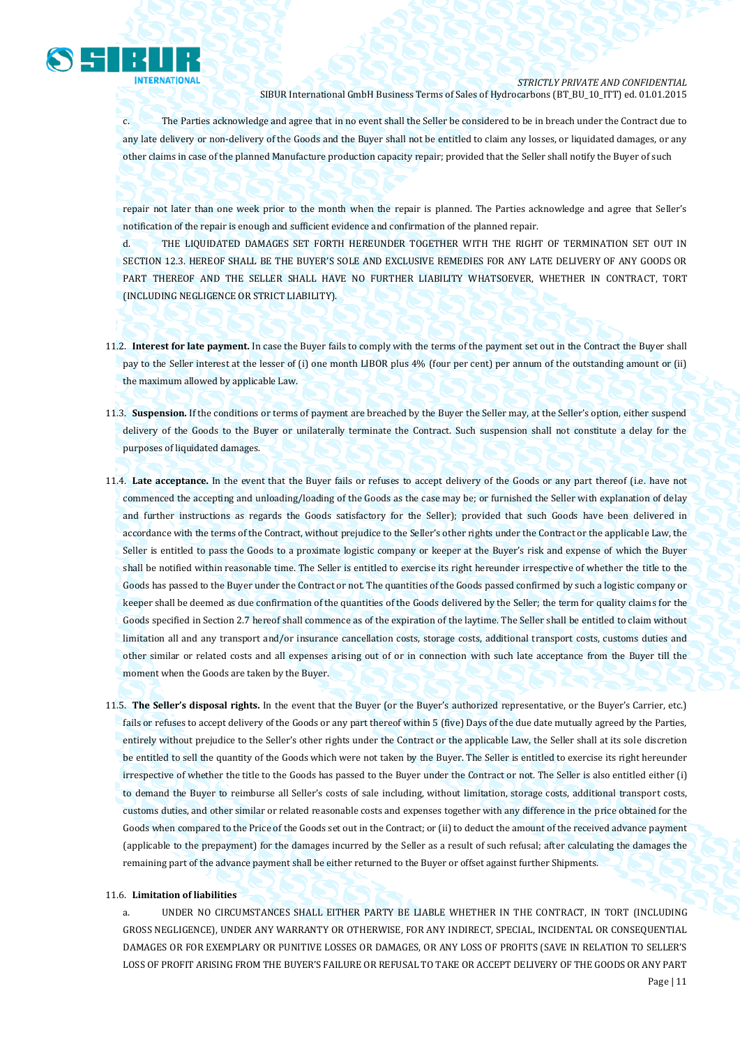c. The Parties acknowledge and agree that in no event shall the Seller be considered to be in breach under the Contract due to any late delivery or non-delivery of the Goods and the Buyer shall not be entitled to claim any losses, or liquidated damages, or any other claims in case of the planned Manufacture production capacity repair; provided that the Seller shall notify the Buyer of such repair not later than one week prior to the month when the repair is planned. The Parties acknowledge and agree that Seller's notification of the repair is enough and sufficient evidence and confirmation of the planned repair.

d. THE LIQUIDATED DAMAGES SET FORTH HEREUNDER TOGETHER WITH THE RIGHT OF TERMINATION SET OUT IN SECTION 12.3. HEREOF SHALL BE THE BUYER'S SOLE AND EXCLUSIVE REMEDIES FOR ANY LATE DELIVERY OF ANY GOODS OR PART THEREOF AND THE SELLER SHALL HAVE NO FURTHER LIABILITY WHATSOEVER, WHETHER IN CONTRACT, TORT (INCLUDING NEGLIGENCE OR STRICT LIABILITY).

11.2. **Interest for late payment.** In case the Buyer fails to comply with the terms of the payment set out in the Contract the Buyer shall pay to the Seller interest at the lesser of (i) one month LIBOR plus 4% (four per cent) per annum of the outstanding amount or (ii) the maximum allowed by applicable Law.

11.3. **Suspension.** If the conditions or terms of payment are breached by the Buyer the Seller may, at the Seller's option, either suspend delivery of the Goods to the Buyer or unilaterally terminate the Contract. Such suspension shall not constitute a delay for the purposes of liquidated damages.

11.4. **Late acceptance.** In the event that the Buyer fails or refuses to accept delivery of the Goods or any part thereof (i.e. have not commenced the accepting and unloading/loading of the Goods as the case may be; or furnished the Seller with explanation of delay and further instructions as regards the Goods satisfactory for the Seller); provided that such Goods have been delivered in accordance with the terms of the Contract, without prejudice to the Seller's other rights under the Contract or the applicable Law, the Seller is entitled to pass the Goods to a proximate logistic company or keeper at the Buyer's risk and expense of which the Buyer shall be notified within reasonable time. The Seller is entitled to exercise its right hereunder irrespective of whether the title to the Goods has passed to the Buyer under the Contract or not. The quantities of the Goods passed confirmed by such a logistic company or keeper shall be deemed as due confirmation of the quantities of the Goods delivered by the Seller; the term for quality claims for the Goods specified in Section 2.7 hereof shall commence as of the expiration of the laytime. The Seller shall be entitled to claim without limitation all and any transport and/or insurance cancellation costs, storage costs, additional transport costs, customs duties and other similar or related costs and all expenses arising out of or in connection with such late acceptance from the Buyer till the moment when the Goods are taken by the Buyer.

11.5. **The Seller's disposal rights.** In the event that the Buyer (or the Buyer's authorized representative, or the Buyer's Carrier, etc.) fails or refuses to accept delivery of the Goods or any part thereof within 5 (five) Days of the due date mutually agreed by the Parties, entirely without prejudice to the Seller's other rights under the Contract or the applicable Law, the Seller shall at its sole discretion be entitled to sell the quantity of the Goods which were not taken by the Buyer. The Seller is entitled to exercise its right hereunder irrespective of whether the title to the Goods has passed to the Buyer under the Contract or not. The Seller is also entitled either (i) to demand the Buyer to reimburse all Seller's costs of sale including, without limitation, storage costs, additional transport costs, customs duties, and other similar or related reasonable costs and expenses together with any difference in the price obtained for the Goods when compared to the Price of the Goods set out in the Contract; or (ii) to deduct the amount of the received advance payment (applicable to the prepayment) for the damages incurred by the Seller as a result of such refusal; after calculating the damages the remaining part of the advance payment shall be either returned to the Buyer or offset against further Shipments.

11.6. **Limitation of liabilities**

a. UNDER NO CIRCUMSTANCES SHALL EITHER PARTY BE LIABLE WHETHER IN THE CONTRACT, IN TORT (INCLUDING GROSS NEGLIGENCE), UNDER ANY WARRANTY OR OTHERWISE, FOR ANY INDIRECT, SPECIAL, INCIDENTAL OR CONSEQUENTIAL DAMAGES OR FOR EXEMPLARY OR PUNITIVE LOSSES OR DAMAGES, OR ANY LOSS OF PROFITS (SAVE IN RELATION TO SELLER'S LOSS OF PROFIT ARISING FROM THE BUYER'S FAILURE OR REFUSAL TO TAKE OR ACCEPT DELIVERY OF THE GOODS OR ANY PART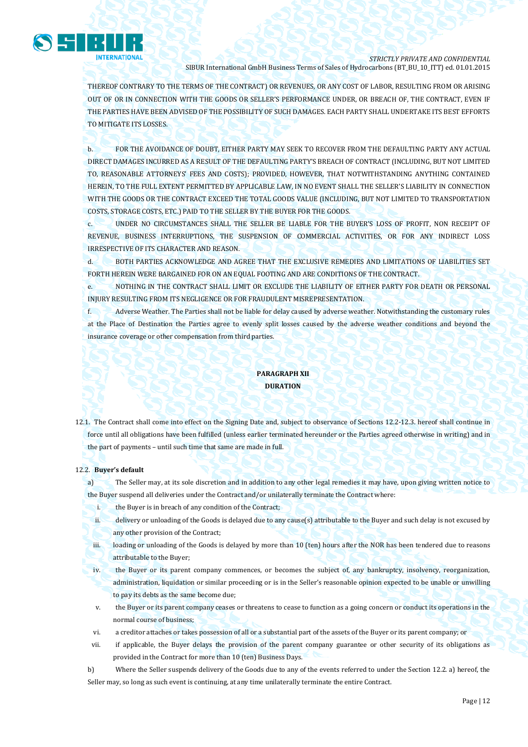THEREOF CONTRARY TO THE TERMS OF THE CONTRACT) OR REVENUES, OR ANY COST OF LABOR, RESULTING FROM OR ARISING OUT OF OR IN CONNECTION WITH THE GOODS OR SELLER'S PERFORMANCE UNDER, OR BREACH OF, THE CONTRACT, EVEN IF THE PARTIES HAVE BEEN ADVISED OF THE POSSIBILITY OF SUCH DAMAGES. EACH PARTY SHALL UNDERTAKE ITS BEST EFFORTS TO MITIGATE ITS LOSSES.

b. FOR THE AVOIDANCE OF DOUBT, EITHER PARTY MAY SEEK TO RECOVER FROM THE DEFAULTING PARTY ANY ACTUAL DIRECT DAMAGES INCURRED AS A RESULT OF THE DEFAULTING PARTY'S BREACH OF CONTRACT (INCLUDING, BUT NOT LIMITED TO, REASONABLE ATTORNEYS' FEES AND COSTS); PROVIDED, HOWEVER, THAT NOTWITHSTANDING ANYTHING CONTAINED HEREIN, TO THE FULL EXTENT PERMITTED BY APPLICABLE LAW, IN NO EVENT SHALL THE SELLER'S LIABILITY IN CONNECTION WITH THE GOODS OR THE CONTRACT EXCEED THE TOTAL GOODS VALUE (INCLUDING, BUT NOT LIMITED TO TRANSPORTATION COSTS, STORAGE COSTS, ETC.) PAID TO THE SELLER BY THE BUYER FOR THE GOODS.

c. UNDER NO CIRCUMSTANCES SHALL THE SELLER BE LIABLE FOR THE BUYER'S LOSS OF PROFIT, NON RECEIPT OF REVENUE, BUSINESS INTERRUPTIONS, THE SUSPENSION OF COMMERCIAL ACTIVITIES, OR FOR ANY INDIRECT LOSS IRRESPECTIVE OF ITS CHARACTER AND REASON.

d. BOTH PARTIES ACKNOWLEDGE AND AGREE THAT THE EXCLUSIVE REMEDIES AND LIMITATIONS OF LIABILITIES SET FORTH HEREIN WERE BARGAINED FOR ON AN EQUAL FOOTING AND ARE CONDITIONS OF THE CONTRACT.

e. NOTHING IN THE CONTRACT SHALL LIMIT OR EXCLUDE THE LIABILITY OF EITHER PARTY FOR DEATH OR PERSONAL INJURY RESULTING FROM ITS NEGLIGENCE OR FOR FRAUDULENT MISREPRESENTATION.

f. Adverse Weather. The Parties shall not be liable for delay caused by adverse weather. Notwithstanding the customary rules at the Place of Destination the Parties agree to evenly split losses caused by the adverse weather conditions and beyond the insurance coverage or other compensation from third parties.

## PARAGRAPH XII
## DURATION

12.1. The Contract shall come into effect on the Signing Date and, subject to observance of Sections 12.2-12.3. hereof shall continue in force until all obligations have been fulfilled (unless earlier terminated hereunder or the Parties agreed otherwise in writing) and in the part of payments – until such time that same are made in full.

12.2. **Buyer's default**

a) The Seller may, at its sole discretion and in addition to any other legal remedies it may have, upon giving written notice to the Buyer suspend all deliveries under the Contract and/or unilaterally terminate the Contract where:

i. the Buyer is in breach of any condition of the Contract;

ii. delivery or unloading of the Goods is delayed due to any cause(s) attributable to the Buyer and such delay is not excused by any other provision of the Contract;

iii. loading or unloading of the Goods is delayed by more than 10 (ten) hours after the NOR has been tendered due to reasons attributable to the Buyer;

iv. the Buyer or its parent company commences, or becomes the subject of, any bankruptcy, insolvency, reorganization, administration, liquidation or similar proceeding or is in the Seller's reasonable opinion expected to be unable or unwilling to pay its debts as the same become due;

v. the Buyer or its parent company ceases or threatens to cease to function as a going concern or conduct its operations in the normal course of business;

vi. a creditor attaches or takes possession of all or a substantial part of the assets of the Buyer or its parent company; or

vii. if applicable, the Buyer delays the provision of the parent company guarantee or other security of its obligations as provided in the Contract for more than 10 (ten) Business Days.

b) Where the Seller suspends delivery of the Goods due to any of the events referred to under the Section 12.2. a) hereof, the Seller may, so long as such event is continuing, at any time unilaterally terminate the entire Contract.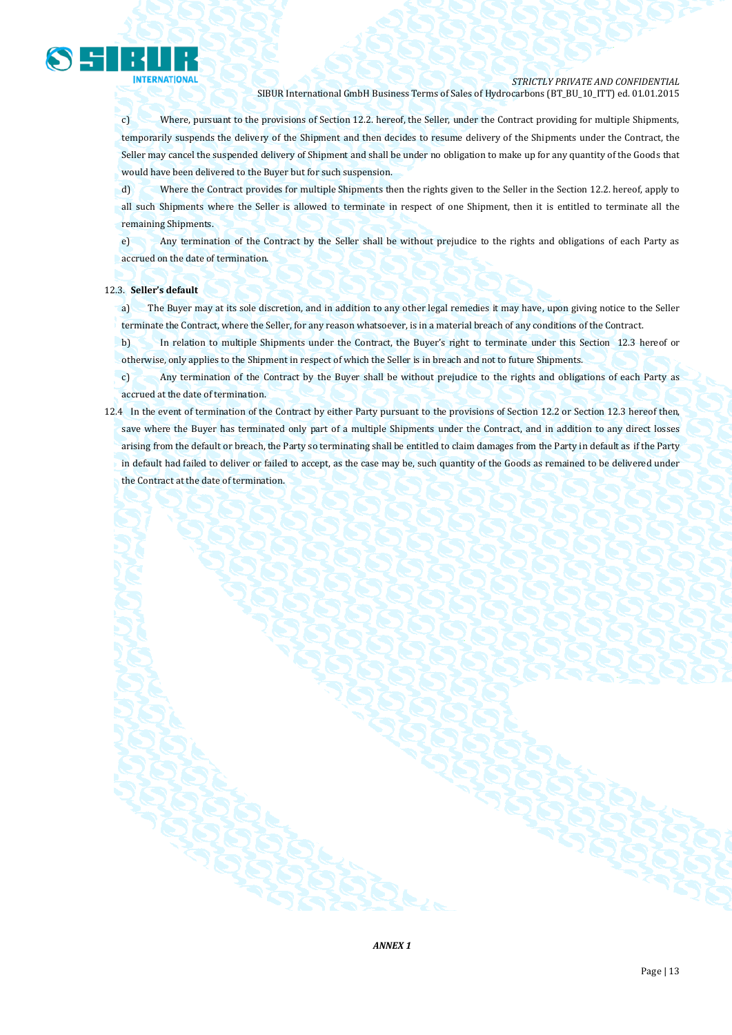c) Where, pursuant to the provisions of Section 12.2. hereof, the Seller, under the Contract providing for multiple Shipments, temporarily suspends the delivery of the Shipment and then decides to resume delivery of the Shipments under the Contract, the Seller may cancel the suspended delivery of Shipment and shall be under no obligation to make up for any quantity of the Goods that would have been delivered to the Buyer but for such suspension.

d) Where the Contract provides for multiple Shipments then the rights given to the Seller in the Section 12.2. hereof, apply to all such Shipments where the Seller is allowed to terminate in respect of one Shipment, then it is entitled to terminate all the remaining Shipments.

e) Any termination of the Contract by the Seller shall be without prejudice to the rights and obligations of each Party as accrued on the date of termination.

12.3. **Seller's default**

a) The Buyer may at its sole discretion, and in addition to any other legal remedies it may have, upon giving notice to the Seller terminate the Contract, where the Seller, for any reason whatsoever, is in a material breach of any conditions of the Contract.

b) In relation to multiple Shipments under the Contract, the Buyer's right to terminate under this Section 12.3 hereof or otherwise, only applies to the Shipment in respect of which the Seller is in breach and not to future Shipments.

c) Any termination of the Contract by the Buyer shall be without prejudice to the rights and obligations of each Party as accrued at the date of termination.

12.4 In the event of termination of the Contract by either Party pursuant to the provisions of Section 12.2 or Section 12.3 hereof then, save where the Buyer has terminated only part of a multiple Shipments under the Contract, and in addition to any direct losses arising from the default or breach, the Party so terminating shall be entitled to claim damages from the Party in default as if the Party in default had failed to deliver or failed to accept, as the case may be, such quantity of the Goods as remained to be delivered under the Contract at the date of termination.

*ANNEX 1*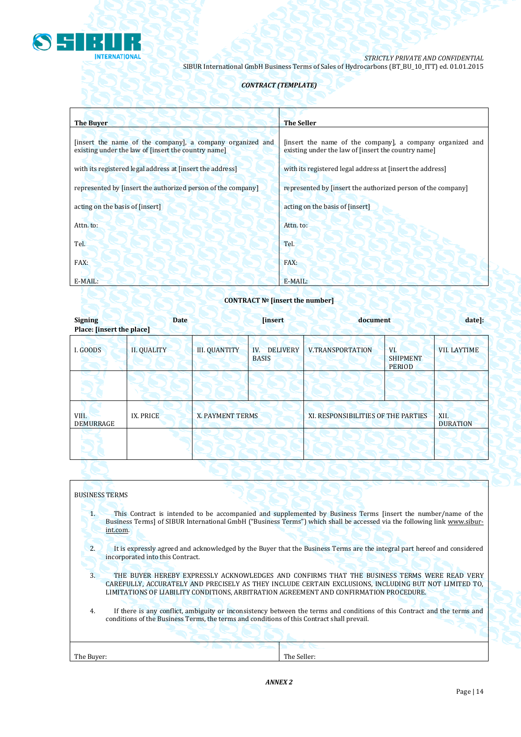*STRICTLY PRIVATE AND CONFIDENTIAL*
SIBUR International GmbH Business Terms of Sales of Hydrocarbons (BT_BU_10_ITT) ed. 01.01.2015

***CONTRACT (TEMPLATE)***

| **The Buyer** | **The Seller** |
|---|---|
| [insert the name of the company], a company organized and existing under the law of [insert the country name] | [insert the name of the company], a company organized and existing under the law of [insert the country name] |
| with its registered legal address at [insert the address] | with its registered legal address at [insert the address] |
| represented by [insert the authorized person of the company] | represented by [insert the authorized person of the company] |
| acting on the basis of [insert] | acting on the basis of [insert] |
| Attn. to: | Attn. to: |
| Tel. | Tel. |
| FAX: | FAX: |
| E-MAIL: | E-MAIL: |

**CONTRACT № [insert the number]**

**Signing Date [insert document date]:**
**Place: [insert the place]**

| I. GOODS | II. QUALITY | III. QUANTITY | IV. DELIVERY BASIS | V.TRANSPORTATION | VI. SHIPMENT PERIOD | VII. LAYTIME |
|---|---|---|---|---|---|---|
| | | | | | | |

| VIII. DEMURRAGE | IX. PRICE | X. PAYMENT TERMS | XI. RESPONSIBILITIES OF THE PARTIES | XII. DURATION |
|---|---|---|---|---|
| | | | | |

BUSINESS TERMS

1. This Contract is intended to be accompanied and supplemented by Business Terms [insert the number/name of the Business Terms] of SIBUR International GmbH ("Business Terms") which shall be accessed via the following link www.sibur-int.com.

2. It is expressly agreed and acknowledged by the Buyer that the Business Terms are the integral part hereof and considered incorporated into this Contract.

3. THE BUYER HEREBY EXPRESSLY ACKNOWLEDGES AND CONFIRMS THAT THE BUSINESS TERMS WERE READ VERY CAREFULLY, ACCURATELY AND PRECISELY AS THEY INCLUDE CERTAIN EXCLUSIONS, INCLUDING BUT NOT LIMITED TO, LIMITATIONS OF LIABILITY CONDITIONS, ARBITRATION AGREEMENT AND CONFIRMATION PROCEDURE.

4. If there is any conflict, ambiguity or inconsistency between the terms and conditions of this Contract and the terms and conditions of the Business Terms, the terms and conditions of this Contract shall prevail.

| The Buyer: | The Seller: |
|---|---|

***ANNEX 2***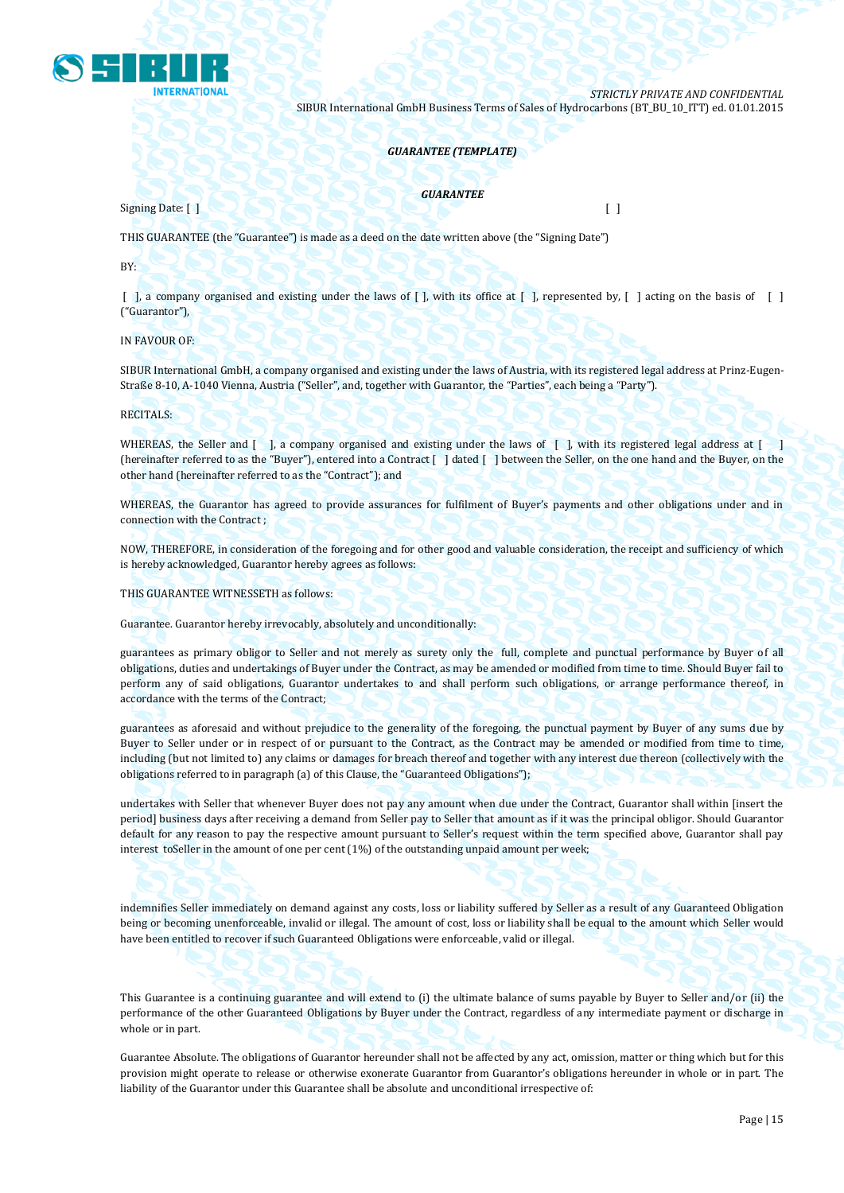*GUARANTEE (TEMPLATE)*

*GUARANTEE*

Signing Date: [ ] [ ]

THIS GUARANTEE (the "Guarantee") is made as a deed on the date written above (the "Signing Date")

BY:

[ ], a company organised and existing under the laws of [ ], with its office at [ ], represented by, [ ] acting on the basis of [ ] ("Guarantor"),

IN FAVOUR OF:

SIBUR International GmbH, a company organised and existing under the laws of Austria, with its registered legal address at Prinz-Eugen-Straße 8-10, A-1040 Vienna, Austria ("Seller", and, together with Guarantor, the "Parties", each being a "Party").

RECITALS:

WHEREAS, the Seller and [ ], a company organised and existing under the laws of [ ], with its registered legal address at [ ] (hereinafter referred to as the "Buyer"), entered into a Contract [ ] dated [ ] between the Seller, on the one hand and the Buyer, on the other hand (hereinafter referred to as the "Contract"); and

WHEREAS, the Guarantor has agreed to provide assurances for fulfilment of Buyer's payments and other obligations under and in connection with the Contract ;

NOW, THEREFORE, in consideration of the foregoing and for other good and valuable consideration, the receipt and sufficiency of which is hereby acknowledged, Guarantor hereby agrees as follows:

THIS GUARANTEE WITNESSETH as follows:

Guarantee. Guarantor hereby irrevocably, absolutely and unconditionally:

guarantees as primary obligor to Seller and not merely as surety only the full, complete and punctual performance by Buyer of all obligations, duties and undertakings of Buyer under the Contract, as may be amended or modified from time to time. Should Buyer fail to perform any of said obligations, Guarantor undertakes to and shall perform such obligations, or arrange performance thereof, in accordance with the terms of the Contract;

guarantees as aforesaid and without prejudice to the generality of the foregoing, the punctual payment by Buyer of any sums due by Buyer to Seller under or in respect of or pursuant to the Contract, as the Contract may be amended or modified from time to time, including (but not limited to) any claims or damages for breach thereof and together with any interest due thereon (collectively with the obligations referred to in paragraph (a) of this Clause, the "Guaranteed Obligations");

undertakes with Seller that whenever Buyer does not pay any amount when due under the Contract, Guarantor shall within [insert the period] business days after receiving a demand from Seller pay to Seller that amount as if it was the principal obligor. Should Guarantor default for any reason to pay the respective amount pursuant to Seller's request within the term specified above, Guarantor shall pay interest toSeller in the amount of one per cent (1%) of the outstanding unpaid amount per week;

indemnifies Seller immediately on demand against any costs, loss or liability suffered by Seller as a result of any Guaranteed Obligation being or becoming unenforceable, invalid or illegal. The amount of cost, loss or liability shall be equal to the amount which Seller would have been entitled to recover if such Guaranteed Obligations were enforceable, valid or illegal.

This Guarantee is a continuing guarantee and will extend to (i) the ultimate balance of sums payable by Buyer to Seller and/or (ii) the performance of the other Guaranteed Obligations by Buyer under the Contract, regardless of any intermediate payment or discharge in whole or in part.

Guarantee Absolute. The obligations of Guarantor hereunder shall not be affected by any act, omission, matter or thing which but for this provision might operate to release or otherwise exonerate Guarantor from Guarantor's obligations hereunder in whole or in part. The liability of the Guarantor under this Guarantee shall be absolute and unconditional irrespective of: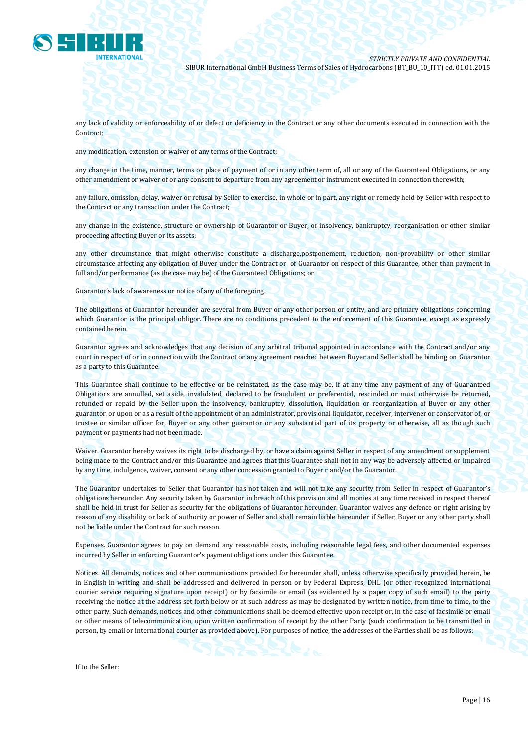any lack of validity or enforceability of or defect or deficiency in the Contract or any other documents executed in connection with the Contract;

any modification, extension or waiver of any terms of the Contract;

any change in the time, manner, terms or place of payment of or in any other term of, all or any of the Guaranteed Obligations, or any other amendment or waiver of or any consent to departure from any agreement or instrument executed in connection therewith;

any failure, omission, delay, waiver or refusal by Seller to exercise, in whole or in part, any right or remedy held by Seller with respect to the Contract or any transaction under the Contract;

any change in the existence, structure or ownership of Guarantor or Buyer, or insolvency, bankruptcy, reorganisation or other similar proceeding affecting Buyer or its assets;

any other circumstance that might otherwise constitute a discharge,postponement, reduction, non-provability or other similar circumstance affecting any obligation of Buyer under the Contract or of Guarantor on respect of this Guarantee, other than payment in full and/or performance (as the case may be) of the Guaranteed Obligations; or

Guarantor's lack of awareness or notice of any of the foregoing.

The obligations of Guarantor hereunder are several from Buyer or any other person or entity, and are primary obligations concerning which Guarantor is the principal obligor. There are no conditions precedent to the enforcement of this Guarantee, except as expressly contained herein.

Guarantor agrees and acknowledges that any decision of any arbitral tribunal appointed in accordance with the Contract and/or any court in respect of or in connection with the Contract or any agreement reached between Buyer and Seller shall be binding on Guarantor as a party to this Guarantee.

This Guarantee shall continue to be effective or be reinstated, as the case may be, if at any time any payment of any of Guaranteed Obligations are annulled, set aside, invalidated, declared to be fraudulent or preferential, rescinded or must otherwise be returned, refunded or repaid by the Seller upon the insolvency, bankruptcy, dissolution, liquidation or reorganization of Buyer or any other guarantor, or upon or as a result of the appointment of an administrator, provisional liquidator, receiver, intervener or conservator of, or trustee or similar officer for, Buyer or any other guarantor or any substantial part of its property or otherwise, all as though such payment or payments had not been made.

Waiver. Guarantor hereby waives its right to be discharged by, or have a claim against Seller in respect of any amendment or supplement being made to the Contract and/or this Guarantee and agrees that this Guarantee shall not in any way be adversely affected or impaired by any time, indulgence, waiver, consent or any other concession granted to Buyer r and/or the Guarantor.

The Guarantor undertakes to Seller that Guarantor has not taken and will not take any security from Seller in respect of Guarantor's obligations hereunder. Any security taken by Guarantor in breach of this provision and all monies at any time received in respect thereof shall be held in trust for Seller as security for the obligations of Guarantor hereunder. Guarantor waives any defence or right arising by reason of any disability or lack of authority or power of Seller and shall remain liable hereunder if Seller, Buyer or any other party shall not be liable under the Contract for such reason.

Expenses. Guarantor agrees to pay on demand any reasonable costs, including reasonable legal fees, and other documented expenses incurred by Seller in enforcing Guarantor's payment obligations under this Guarantee.

Notices. All demands, notices and other communications provided for hereunder shall, unless otherwise specifically provided herein, be in English in writing and shall be addressed and delivered in person or by Federal Express, DHL (or other recognized international courier service requiring signature upon receipt) or by facsimile or email (as evidenced by a paper copy of such email) to the party receiving the notice at the address set forth below or at such address as may be designated by written notice, from time to time, to the other party. Such demands, notices and other communications shall be deemed effective upon receipt or, in the case of facsimile or email or other means of telecommunication, upon written confirmation of receipt by the other Party (such confirmation to be transmitted in person, by email or international courier as provided above). For purposes of notice, the addresses of the Parties shall be as follows:

If to the Seller: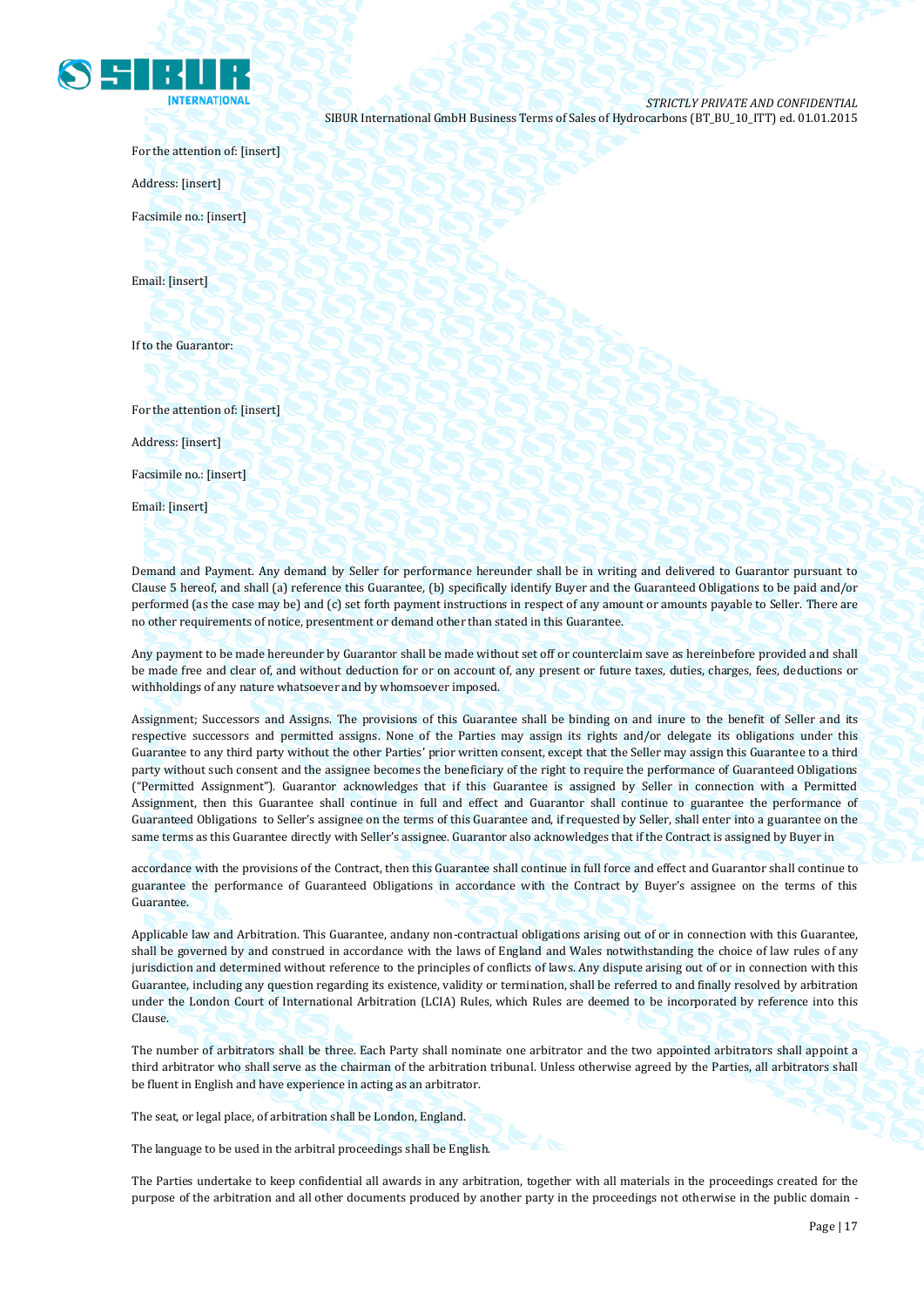For the attention of: [insert]

Address: [insert]

Facsimile no.: [insert]

Email: [insert]

If to the Guarantor:

For the attention of: [insert]

Address: [insert]

Facsimile no.: [insert]

Email: [insert]

Demand and Payment. Any demand by Seller for performance hereunder shall be in writing and delivered to Guarantor pursuant to Clause 5 hereof, and shall (a) reference this Guarantee, (b) specifically identify Buyer and the Guaranteed Obligations to be paid and/or performed (as the case may be) and (c) set forth payment instructions in respect of any amount or amounts payable to Seller. There are no other requirements of notice, presentment or demand other than stated in this Guarantee.

Any payment to be made hereunder by Guarantor shall be made without set off or counterclaim save as hereinbefore provided and shall be made free and clear of, and without deduction for or on account of, any present or future taxes, duties, charges, fees, deductions or withholdings of any nature whatsoever and by whomsoever imposed.

Assignment; Successors and Assigns. The provisions of this Guarantee shall be binding on and inure to the benefit of Seller and its respective successors and permitted assigns. None of the Parties may assign its rights and/or delegate its obligations under this Guarantee to any third party without the other Parties' prior written consent, except that the Seller may assign this Guarantee to a third party without such consent and the assignee becomes the beneficiary of the right to require the performance of Guaranteed Obligations ("Permitted Assignment"). Guarantor acknowledges that if this Guarantee is assigned by Seller in connection with a Permitted Assignment, then this Guarantee shall continue in full and effect and Guarantor shall continue to guarantee the performance of Guaranteed Obligations to Seller's assignee on the terms of this Guarantee and, if requested by Seller, shall enter into a guarantee on the same terms as this Guarantee directly with Seller's assignee. Guarantor also acknowledges that if the Contract is assigned by Buyer in accordance with the provisions of the Contract, then this Guarantee shall continue in full force and effect and Guarantor shall continue to guarantee the performance of Guaranteed Obligations in accordance with the Contract by Buyer's assignee on the terms of this Guarantee.

Applicable law and Arbitration. This Guarantee, andany non-contractual obligations arising out of or in connection with this Guarantee, shall be governed by and construed in accordance with the laws of England and Wales notwithstanding the choice of law rules of any jurisdiction and determined without reference to the principles of conflicts of laws. Any dispute arising out of or in connection with this Guarantee, including any question regarding its existence, validity or termination, shall be referred to and finally resolved by arbitration under the London Court of International Arbitration (LCIA) Rules, which Rules are deemed to be incorporated by reference into this Clause.

The number of arbitrators shall be three. Each Party shall nominate one arbitrator and the two appointed arbitrators shall appoint a third arbitrator who shall serve as the chairman of the arbitration tribunal. Unless otherwise agreed by the Parties, all arbitrators shall be fluent in English and have experience in acting as an arbitrator.

The seat, or legal place, of arbitration shall be London, England.

The language to be used in the arbitral proceedings shall be English.

The Parties undertake to keep confidential all awards in any arbitration, together with all materials in the proceedings created for the purpose of the arbitration and all other documents produced by another party in the proceedings not otherwise in the public domain -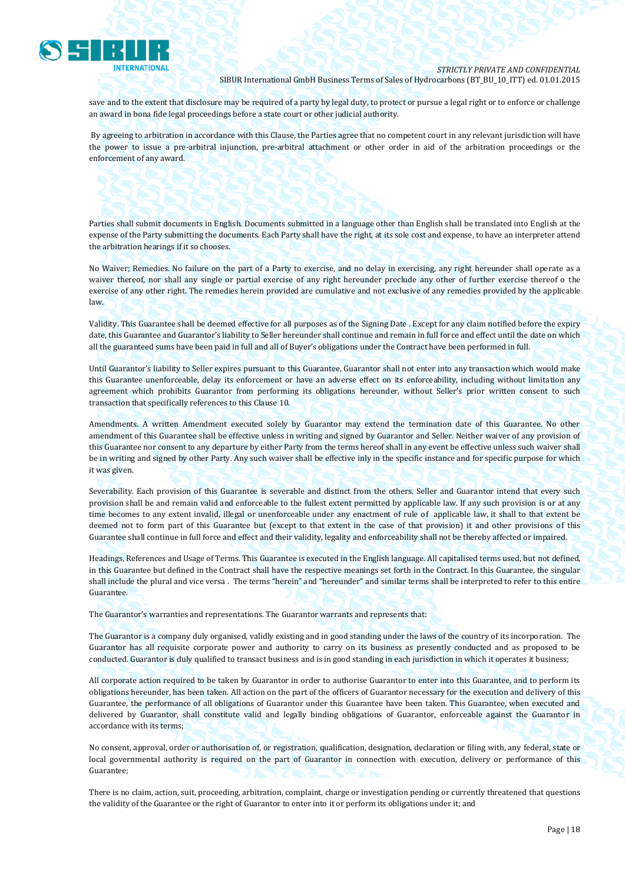save and to the extent that disclosure may be required of a party by legal duty, to protect or pursue a legal right or to enforce or challenge an award in bona fide legal proceedings before a state court or other judicial authority.

By agreeing to arbitration in accordance with this Clause, the Parties agree that no competent court in any relevant jurisdiction will have the power to issue a pre-arbitral injunction, pre-arbitral attachment or other order in aid of the arbitration proceedings or the enforcement of any award.

Parties shall submit documents in English. Documents submitted in a language other than English shall be translated into English at the expense of the Party submitting the documents. Each Party shall have the right, at its sole cost and expense, to have an interpreter attend the arbitration hearings if it so chooses.

No Waiver; Remedies. No failure on the part of a Party to exercise, and no delay in exercising, any right hereunder shall operate as a waiver thereof, nor shall any single or partial exercise of any right hereunder preclude any other of further exercise thereof o the exercise of any other right. The remedies herein provided are cumulative and not exclusive of any remedies provided by the applicable law.

Validity. This Guarantee shall be deemed effective for all purposes as of the Signing Date . Except for any claim notified before the expiry date, this Guarantee and Guarantor's liability to Seller hereunder shall continue and remain in full force and effect until the date on which all the guaranteed sums have been paid in full and all of Buyer's obligations under the Contract have been performed in full.

Until Guarantor's liability to Seller expires pursuant to this Guarantee, Guarantor shall not enter into any transaction which would make this Guarantee unenforceable, delay its enforcement or have an adverse effect on its enforceability, including without limitation any agreement which prohibits Guarantor from performing its obligations hereunder, without Seller's prior written consent to such transaction that specifically references to this Clause 10.

Amendments. A written Amendment executed solely by Guarantor may extend the termination date of this Guarantee. No other amendment of this Guarantee shall be effective unless in writing and signed by Guarantor and Seller. Neither waiver of any provision of this Guarantee nor consent to any departure by either Party from the terms hereof shall in any event be effective unless such waiver shall be in writing and signed by other Party. Any such waiver shall be effective inly in the specific instance and for specific purpose for which it was given.

Severability. Each provision of this Guarantee is severable and distinct from the others. Seller and Guarantor intend that every such provision shall be and remain valid and enforceable to the fullest extent permitted by applicable law. If any such provision is or at any time becomes to any extent invalid, illegal or unenforceable under any enactment of rule of applicable law, it shall to that extent be deemed not to form part of this Guarantee but (except to that extent in the case of that provision) it and other provisions of this Guarantee shall continue in full force and effect and their validity, legality and enforceability shall not be thereby affected or impaired.

Headings, References and Usage of Terms. This Guarantee is executed in the English language. All capitalised terms used, but not defined, in this Guarantee but defined in the Contract shall have the respective meanings set forth in the Contract. In this Guarantee, the singular shall include the plural and vice versa . The terms "herein" and "hereunder" and similar terms shall be interpreted to refer to this entire Guarantee.

The Guarantor's warranties and representations. The Guarantor warrants and represents that:

The Guarantor is a company duly organised, validly existing and in good standing under the laws of the country of its incorporation. The Guarantor has all requisite corporate power and authority to carry on its business as presently conducted and as proposed to be conducted. Guarantor is duly qualified to transact business and is in good standing in each jurisdiction in which it operates it business;

All corporate action required to be taken by Guarantor in order to authorise Guarantor to enter into this Guarantee, and to perform its obligations hereunder, has been taken. All action on the part of the officers of Guarantor necessary for the execution and delivery of this Guarantee, the performance of all obligations of Guarantor under this Guarantee have been taken. This Guarantee, when executed and delivered by Guarantor, shall constitute valid and legally binding obligations of Guarantor, enforceable against the Guarantor in accordance with its terms;

No consent, approval, order or authorisation of, or registration, qualification, designation, declaration or filing with, any federal, state or local governmental authority is required on the part of Guarantor in connection with execution, delivery or performance of this Guarantee;

There is no claim, action, suit, proceeding, arbitration, complaint, charge or investigation pending or currently threatened that questions the validity of the Guarantee or the right of Guarantor to enter into it or perform its obligations under it; and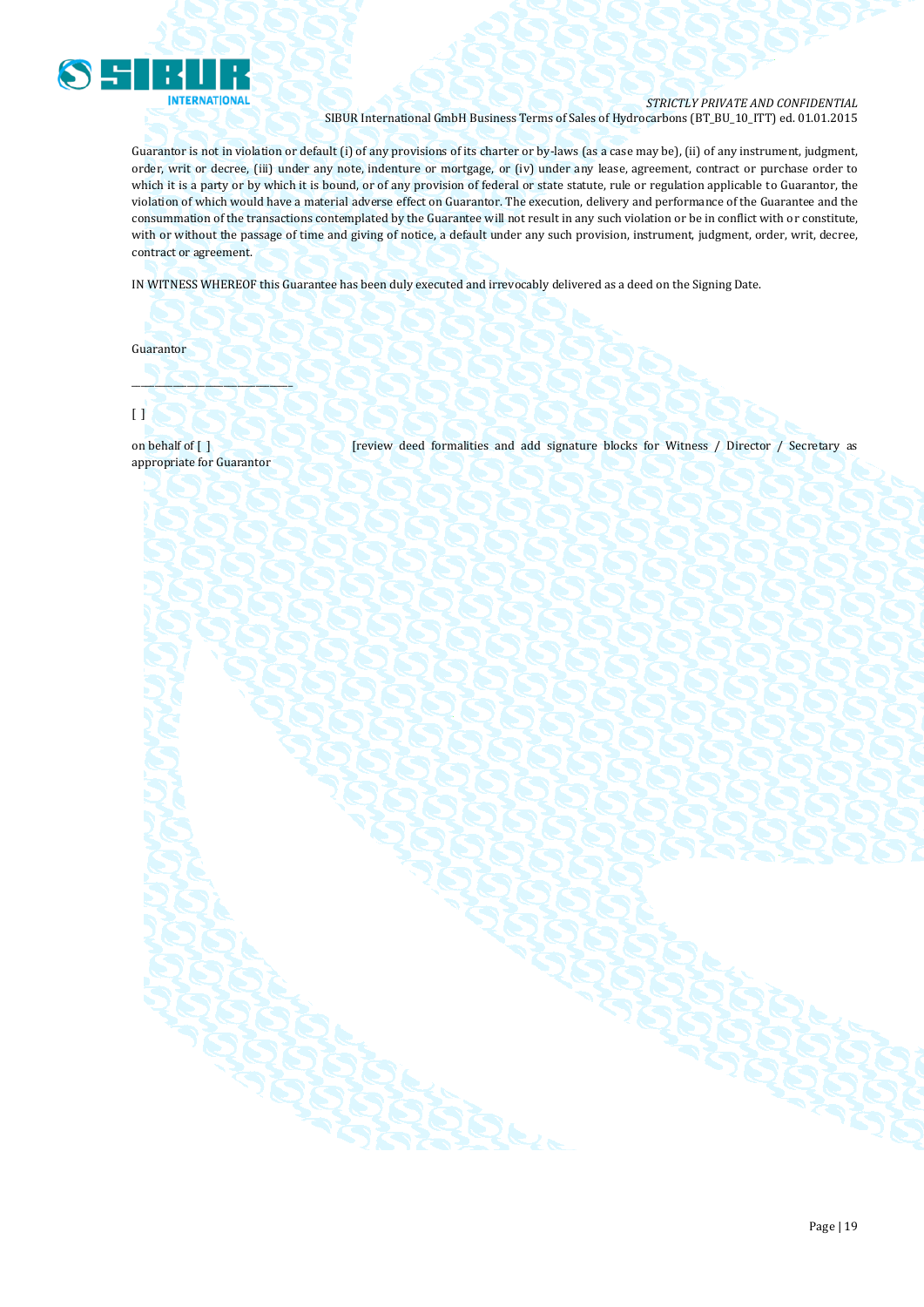Guarantor is not in violation or default (i) of any provisions of its charter or by-laws (as a case may be), (ii) of any instrument, judgment, order, writ or decree, (iii) under any note, indenture or mortgage, or (iv) under any lease, agreement, contract or purchase order to which it is a party or by which it is bound, or of any provision of federal or state statute, rule or regulation applicable to Guarantor, the violation of which would have a material adverse effect on Guarantor. The execution, delivery and performance of the Guarantee and the consummation of the transactions contemplated by the Guarantee will not result in any such violation or be in conflict with or constitute, with or without the passage of time and giving of notice, a default under any such provision, instrument, judgment, order, writ, decree, contract or agreement.

IN WITNESS WHEREOF this Guarantee has been duly executed and irrevocably delivered as a deed on the Signing Date.

Guarantor

______________________________

[ ]

on behalf of [ ] [review deed formalities and add signature blocks for Witness / Director / Secretary as appropriate for Guarantor